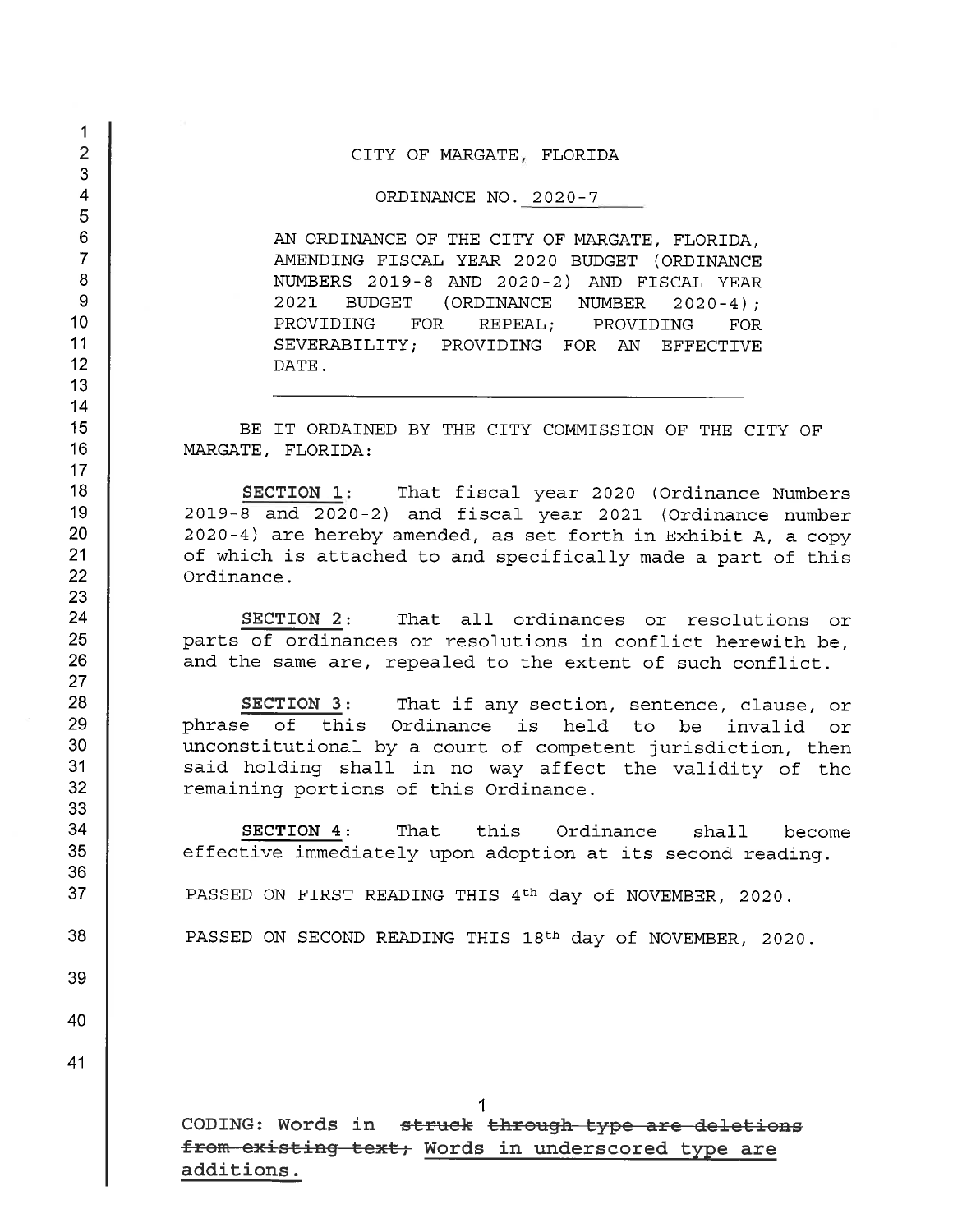CITY OF MARGATE, FLORIDA

ORDINANCE NO. 2020-7

AN ORDINANCE OF THE CITY OF MARGATE, FLORIDA, AMENDING FISCAL YEAR 2020 BUDGET (ORDINANCE NUMBERS 2019-8 AND 2020-2) AND FISCAL YEAR 2021 BUDGET (ORDINANCE NUMBER 2020-4); PROVIDING FOR REPEAL; PROVIDING FOR SEVERABILITY; PROVIDING FOR AN EFFECTIVE DATE.

---

BE IT ORDAINED BY THE CITY COMMISSION OF THE CITY OF MARGATE, FLORIDA:

**SECTION 1**: That fiscal year 2020 (Ordinance Numbers 2019-8 and 2020-2) and fiscal year 2021 (Ordinance number 2020-4) are hereby amended, as set forth in Exhibit A, a copy of which is attached to and specifically made a part of this Ordinance.

**SECTION 2**: That all ordinances or resolutions or parts of ordinances or resolutions in conflict herewith be, and the same are, repealed to the extent of such conflict.

**SECTION 3**: That if any section, sentence, clause, or phrase of this Ordinance is held to be invalid or unconstitutional by a court of competent jurisdiction, then said holding shall in no way affect the validity of the remaining portions of this Ordinance.

**SECTION 4**: That this Ordinance shall become effective immediately upon adoption at its second reading.

PASSED ON FIRST READING THIS 4th day of NOVEMBER, 2020.

PASSED ON SECOND READING THIS 18th day of NOVEMBER, 2020.

CODING: Words in ~~struck through type are deletions from existing text;~~ Words in underscored type are additions.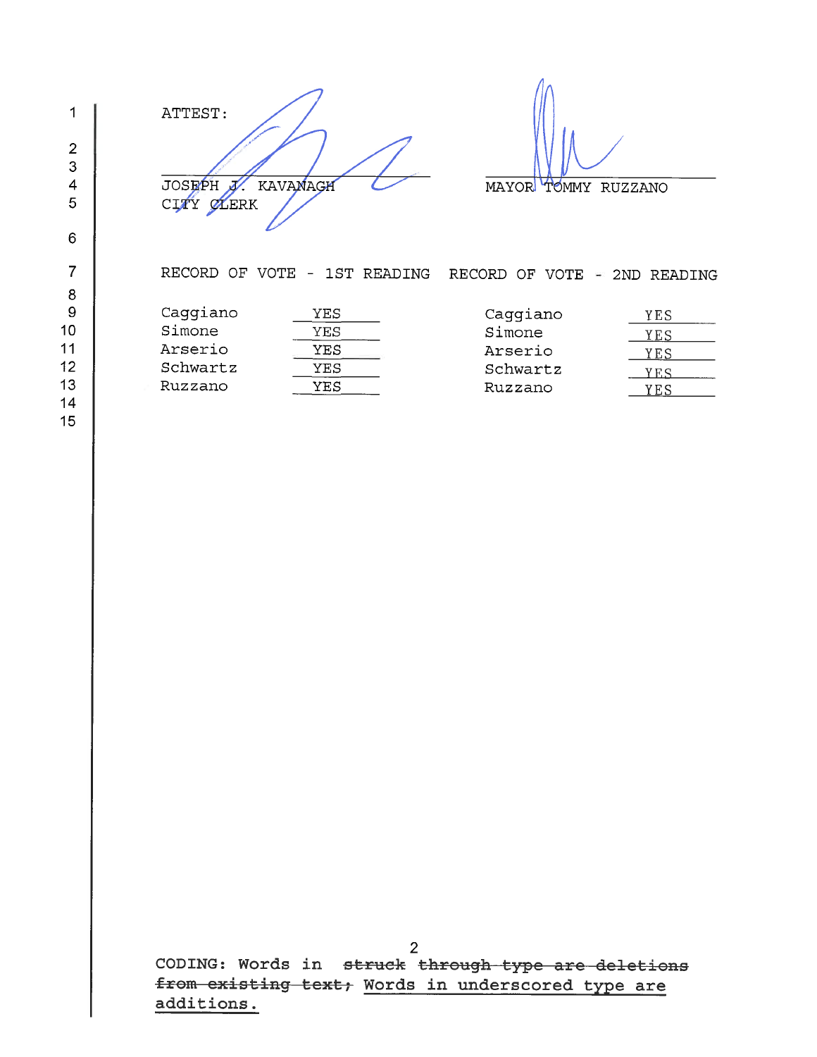ATTEST:

JOSEPH J. KAVANAGH
CITY CLERK

MAYOR TOMMY RUZZANO

RECORD OF VOTE - 1ST READING

| | |
|---|---|
| Caggiano | YES |
| Simone | YES |
| Arserio | YES |
| Schwartz | YES |
| Ruzzano | YES |

RECORD OF VOTE - 2ND READING

| | |
|---|---|
| Caggiano | YES |
| Simone | YES |
| Arserio | YES |
| Schwartz | YES |
| Ruzzano | YES |

CODING: Words in ~~struck through type are deletions from existing text;~~ Words in underscored type are additions.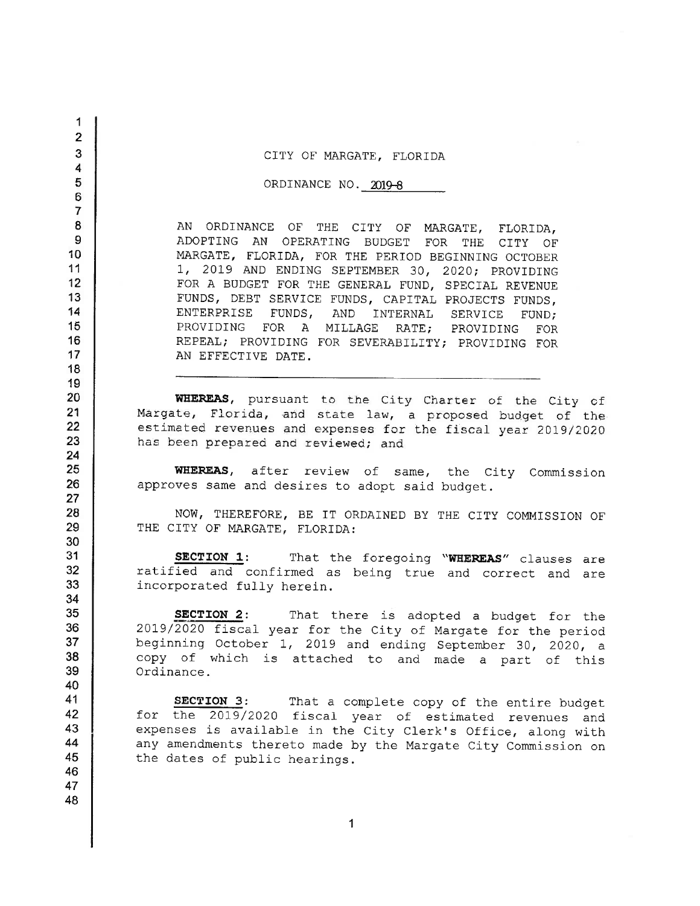CITY OF MARGATE, FLORIDA

ORDINANCE NO. 2019-8

AN ORDINANCE OF THE CITY OF MARGATE, FLORIDA, ADOPTING AN OPERATING BUDGET FOR THE CITY OF MARGATE, FLORIDA, FOR THE PERIOD BEGINNING OCTOBER 1, 2019 AND ENDING SEPTEMBER 30, 2020; PROVIDING FOR A BUDGET FOR THE GENERAL FUND, SPECIAL REVENUE FUNDS, DEBT SERVICE FUNDS, CAPITAL PROJECTS FUNDS, ENTERPRISE FUNDS, AND INTERNAL SERVICE FUND; PROVIDING FOR A MILLAGE RATE; PROVIDING FOR REPEAL; PROVIDING FOR SEVERABILITY; PROVIDING FOR AN EFFECTIVE DATE.

---

**WHEREAS**, pursuant to the City Charter of the City of Margate, Florida, and state law, a proposed budget of the estimated revenues and expenses for the fiscal year 2019/2020 has been prepared and reviewed; and

**WHEREAS**, after review of same, the City Commission approves same and desires to adopt said budget.

NOW, THEREFORE, BE IT ORDAINED BY THE CITY COMMISSION OF THE CITY OF MARGATE, FLORIDA:

**SECTION 1**: That the foregoing "**WHEREAS**" clauses are ratified and confirmed as being true and correct and are incorporated fully herein.

**SECTION 2**: That there is adopted a budget for the 2019/2020 fiscal year for the City of Margate for the period beginning October 1, 2019 and ending September 30, 2020, a copy of which is attached to and made a part of this Ordinance.

**SECTION 3**: That a complete copy of the entire budget for the 2019/2020 fiscal year of estimated revenues and expenses is available in the City Clerk's Office, along with any amendments thereto made by the Margate City Commission on the dates of public hearings.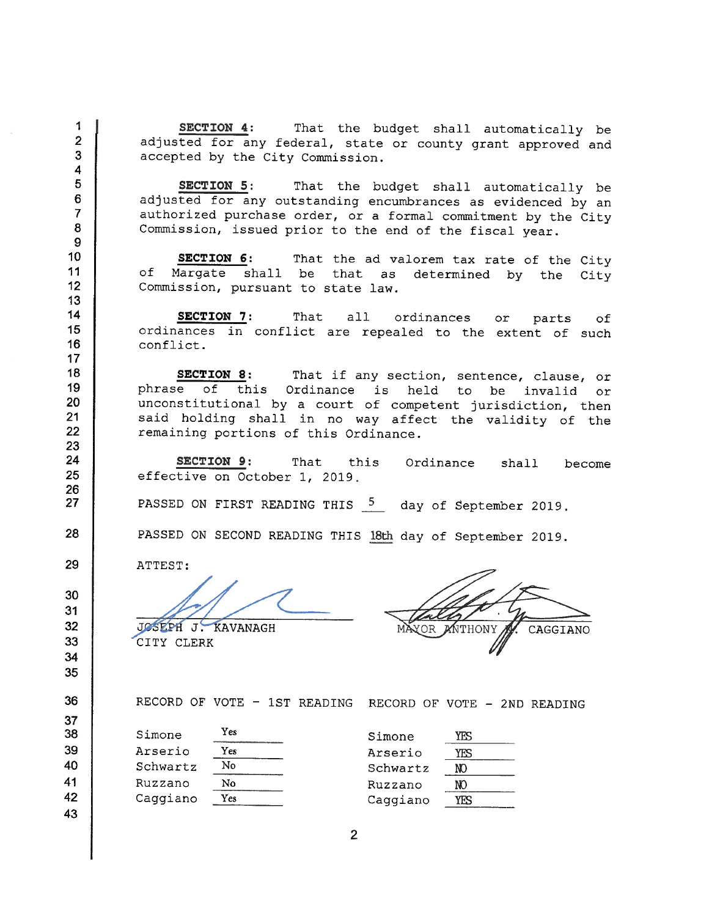**SECTION 4**: That the budget shall automatically be adjusted for any federal, state or county grant approved and accepted by the City Commission.

**SECTION 5**: That the budget shall automatically be adjusted for any outstanding encumbrances as evidenced by an authorized purchase order, or a formal commitment by the City Commission, issued prior to the end of the fiscal year.

**SECTION 6**: That the ad valorem tax rate of the City of Margate shall be that as determined by the City Commission, pursuant to state law.

**SECTION 7**: That all ordinances or parts of ordinances in conflict are repealed to the extent of such conflict.

**SECTION 8**: That if any section, sentence, clause, or phrase of this Ordinance is held to be invalid or unconstitutional by a court of competent jurisdiction, then said holding shall in no way affect the validity of the remaining portions of this Ordinance.

**SECTION 9**: That this Ordinance shall become effective on October 1, 2019.

PASSED ON FIRST READING THIS 5 day of September 2019.

PASSED ON SECOND READING THIS 18th day of September 2019.

ATTEST:

JOSEPH J. KAVANAGH
CITY CLERK

MAYOR ANTHONY N. CAGGIANO

| RECORD OF VOTE - 1ST READING | | RECORD OF VOTE - 2ND READING | |
|---|---|---|---|
| Simone | Yes | Simone | YES |
| Arserio | Yes | Arserio | YES |
| Schwartz | No | Schwartz | NO |
| Ruzzano | No | Ruzzano | NO |
| Caggiano | Yes | Caggiano | YES |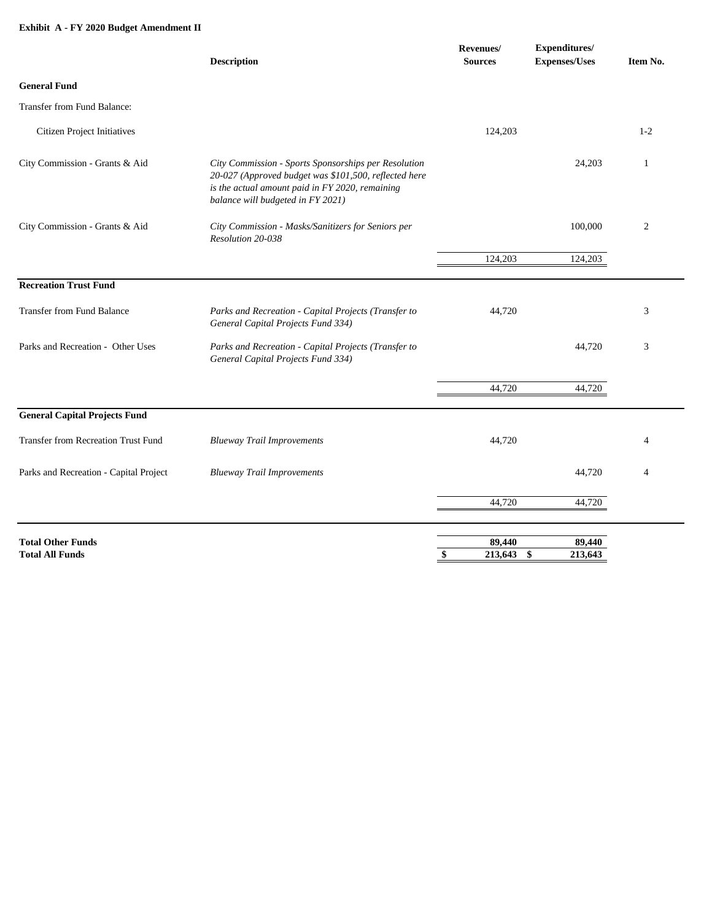**Exhibit A - FY 2020 Budget Amendment II**

| | Description | Revenues/ Sources | Expenditures/ Expenses/Uses | Item No. |
|---|---|---|---|---|
| **General Fund** | | | | |
| Transfer from Fund Balance: | | | | |
| Citizen Project Initiatives | | 124,203 | | 1-2 |
| City Commission - Grants & Aid | *City Commission - Sports Sponsorships per Resolution 20-027 (Approved budget was $101,500, reflected here is the actual amount paid in FY 2020, remaining balance will budgeted in FY 2021)* | | 24,203 | 1 |
| City Commission - Grants & Aid | *City Commission - Masks/Sanitizers for Seniors per Resolution 20-038* | | 100,000 | 2 |
| | | 124,203 | 124,203 | |
| **Recreation Trust Fund** | | | | |
| Transfer from Fund Balance | *Parks and Recreation - Capital Projects (Transfer to General Capital Projects Fund 334)* | 44,720 | | 3 |
| Parks and Recreation - Other Uses | *Parks and Recreation - Capital Projects (Transfer to General Capital Projects Fund 334)* | | 44,720 | 3 |
| | | 44,720 | 44,720 | |
| **General Capital Projects Fund** | | | | |
| Transfer from Recreation Trust Fund | *Blueway Trail Improvements* | 44,720 | | 4 |
| Parks and Recreation - Capital Project | *Blueway Trail Improvements* | | 44,720 | 4 |
| | | 44,720 | 44,720 | |
| **Total Other Funds** | | **89,440** | **89,440** | |
| **Total All Funds** | | **$ 213,643** | **$ 213,643** | |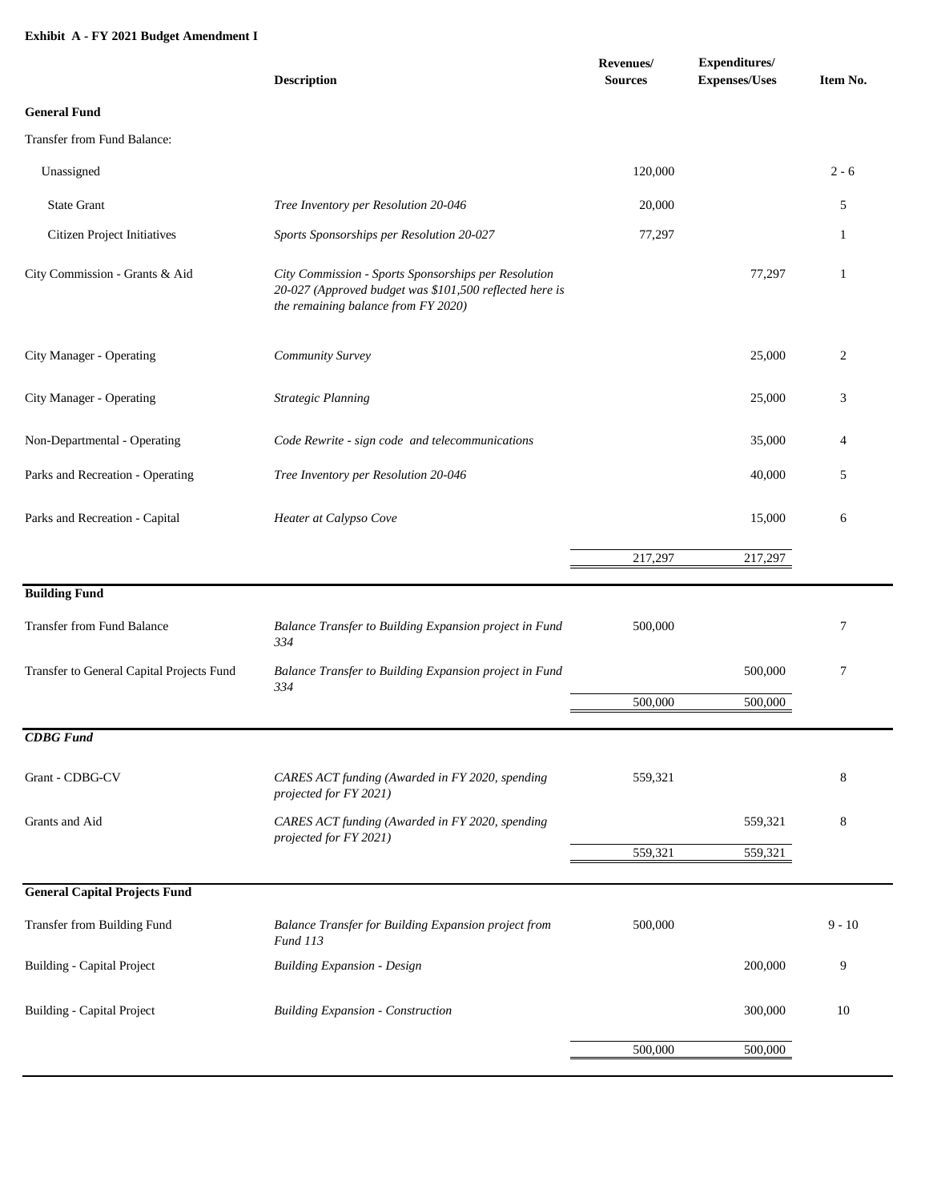**Exhibit A - FY 2021 Budget Amendment I**

| | Description | Revenues/ Sources | Expenditures/ Expenses/Uses | Item No. |
|---|---|---|---|---|
| **General Fund** | | | | |
| Transfer from Fund Balance: | | | | |
| Unassigned | | 120,000 | | 2 - 6 |
| State Grant | *Tree Inventory per Resolution 20-046* | 20,000 | | 5 |
| Citizen Project Initiatives | *Sports Sponsorships per Resolution 20-027* | 77,297 | | 1 |
| City Commission - Grants & Aid | *City Commission - Sports Sponsorships per Resolution 20-027 (Approved budget was $101,500 reflected here is the remaining balance from FY 2020)* | | 77,297 | 1 |
| City Manager - Operating | *Community Survey* | | 25,000 | 2 |
| City Manager - Operating | *Strategic Planning* | | 25,000 | 3 |
| Non-Departmental - Operating | *Code Rewrite - sign code and telecommunications* | | 35,000 | 4 |
| Parks and Recreation - Operating | *Tree Inventory per Resolution 20-046* | | 40,000 | 5 |
| Parks and Recreation - Capital | *Heater at Calypso Cove* | | 15,000 | 6 |
| | | 217,297 | 217,297 | |
| **Building Fund** | | | | |
| Transfer from Fund Balance | *Balance Transfer to Building Expansion project in Fund 334* | 500,000 | | 7 |
| Transfer to General Capital Projects Fund | *Balance Transfer to Building Expansion project in Fund 334* | | 500,000 | 7 |
| | | 500,000 | 500,000 | |
| ***CDBG Fund*** | | | | |
| Grant - CDBG-CV | *CARES ACT funding (Awarded in FY 2020, spending projected for FY 2021)* | 559,321 | | 8 |
| Grants and Aid | *CARES ACT funding (Awarded in FY 2020, spending projected for FY 2021)* | | 559,321 | 8 |
| | | 559,321 | 559,321 | |
| **General Capital Projects Fund** | | | | |
| Transfer from Building Fund | *Balance Transfer for Building Expansion project from Fund 113* | 500,000 | | 9 - 10 |
| Building - Capital Project | *Building Expansion - Design* | | 200,000 | 9 |
| Building - Capital Project | *Building Expansion - Construction* | | 300,000 | 10 |
| | | 500,000 | 500,000 | |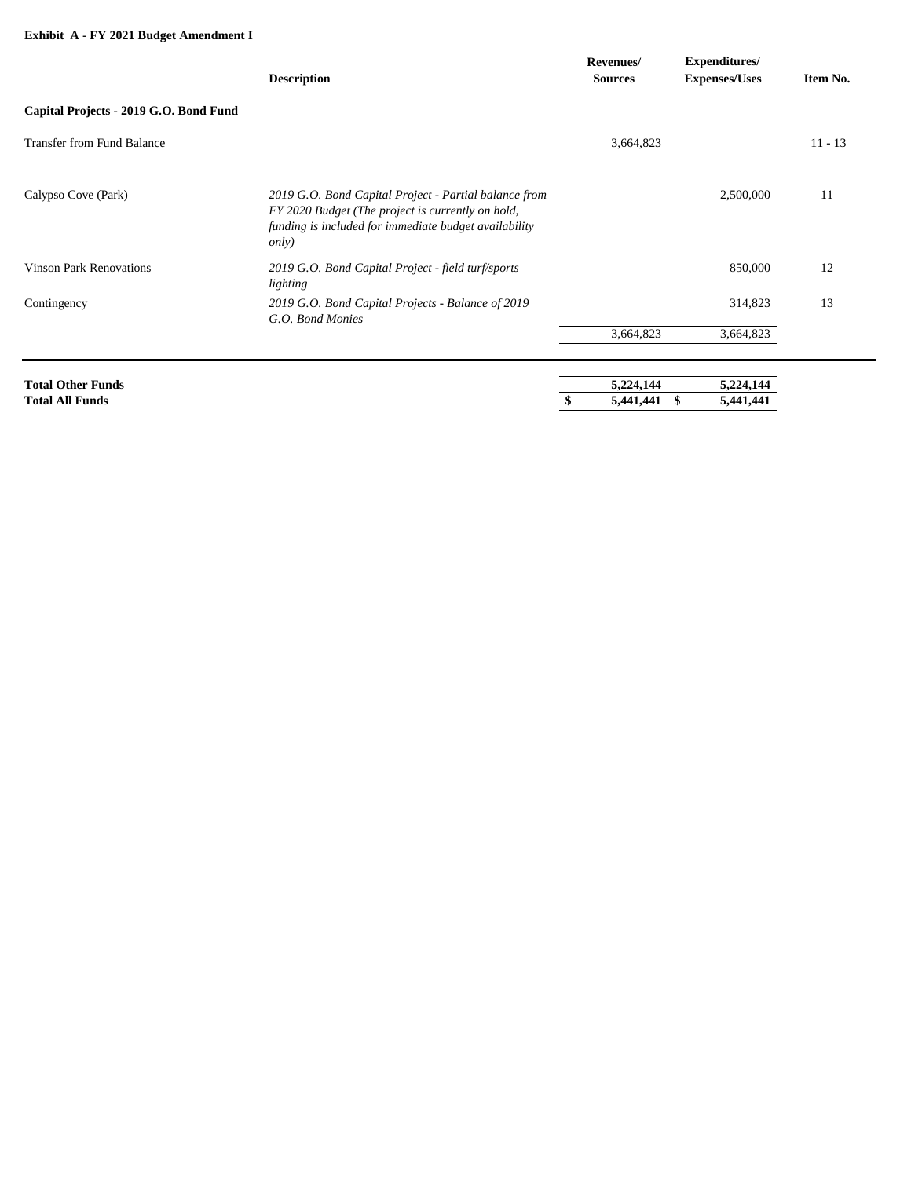**Exhibit A - FY 2021 Budget Amendment I**

| | Description | Revenues/ Sources | Expenditures/ Expenses/Uses | Item No. |
|---|---|---|---|---|
| **Capital Projects - 2019 G.O. Bond Fund** | | | | |
| Transfer from Fund Balance | | 3,664,823 | | 11 - 13 |
| Calypso Cove (Park) | *2019 G.O. Bond Capital Project - Partial balance from FY 2020 Budget (The project is currently on hold, funding is included for immediate budget availability only)* | | 2,500,000 | 11 |
| Vinson Park Renovations | *2019 G.O. Bond Capital Project - field turf/sports lighting* | | 850,000 | 12 |
| Contingency | *2019 G.O. Bond Capital Projects - Balance of 2019 G.O. Bond Monies* | | 314,823 | 13 |
| | | 3,664,823 | 3,664,823 | |
| **Total Other Funds** | | **5,224,144** | **5,224,144** | |
| **Total All Funds** | | **$ 5,441,441** | **$ 5,441,441** | |